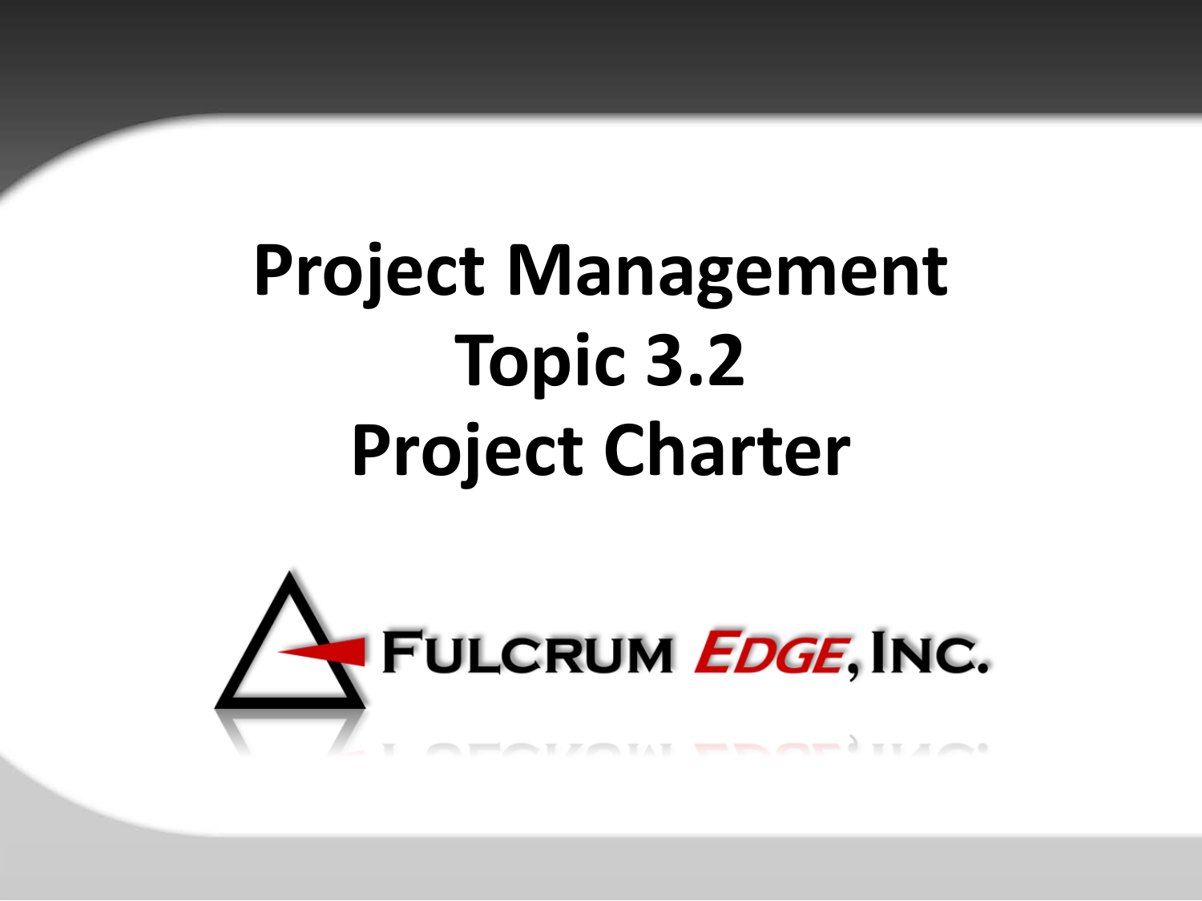# Project Management
# Topic 3.2
# Project Charter

FULCRUM EDGE, INC.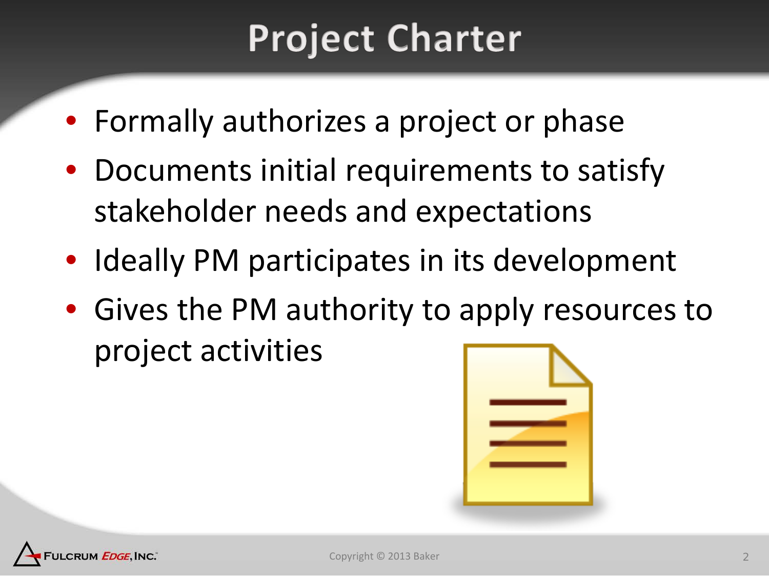# Project Charter

- Formally authorizes a project or phase
- Documents initial requirements to satisfy stakeholder needs and expectations
- Ideally PM participates in its development
- Gives the PM authority to apply resources to project activities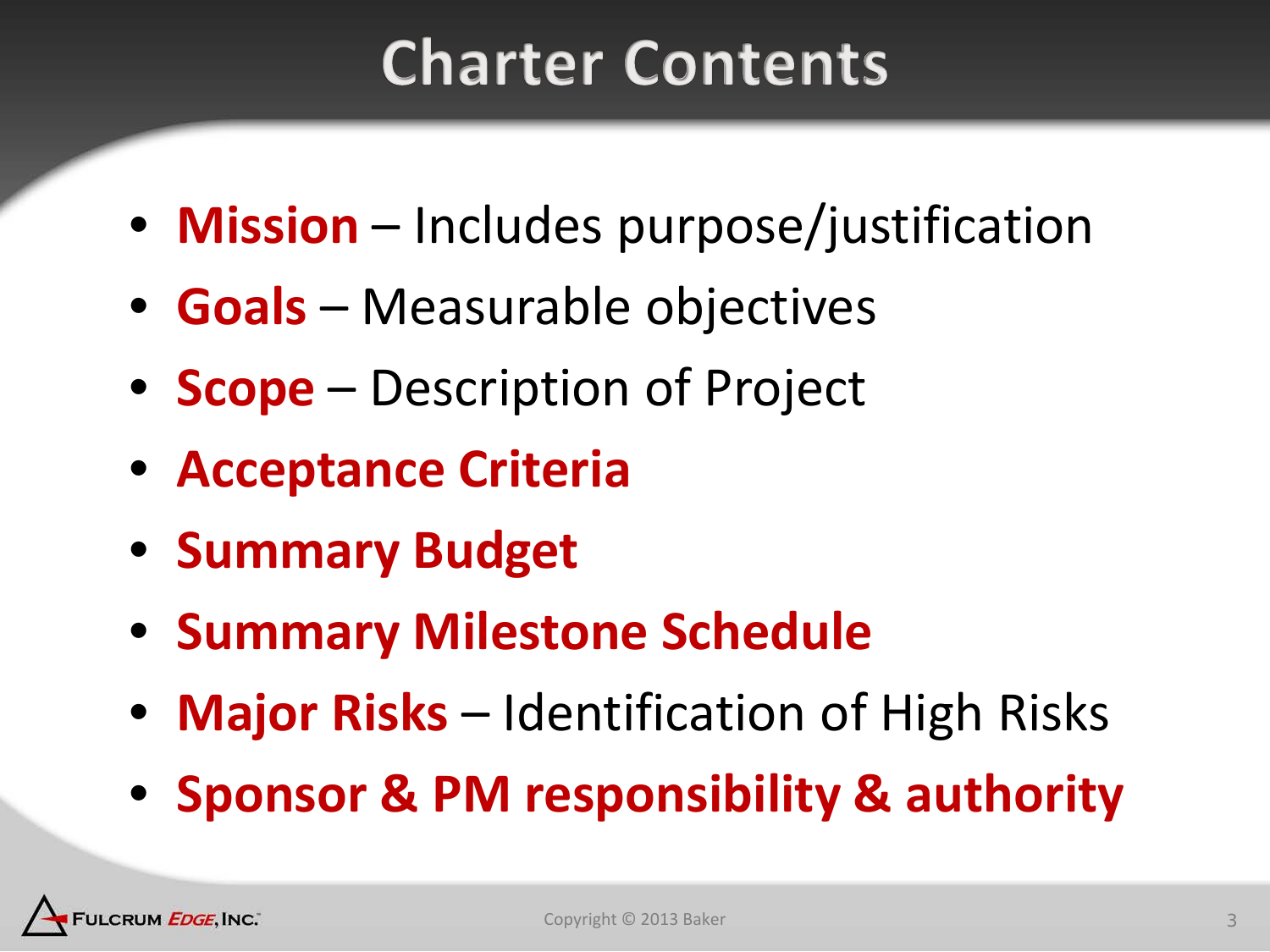# Charter Contents

- **Mission** – Includes purpose/justification
- **Goals** – Measurable objectives
- **Scope** – Description of Project
- **Acceptance Criteria**
- **Summary Budget**
- **Summary Milestone Schedule**
- **Major Risks** – Identification of High Risks
- **Sponsor & PM responsibility & authority**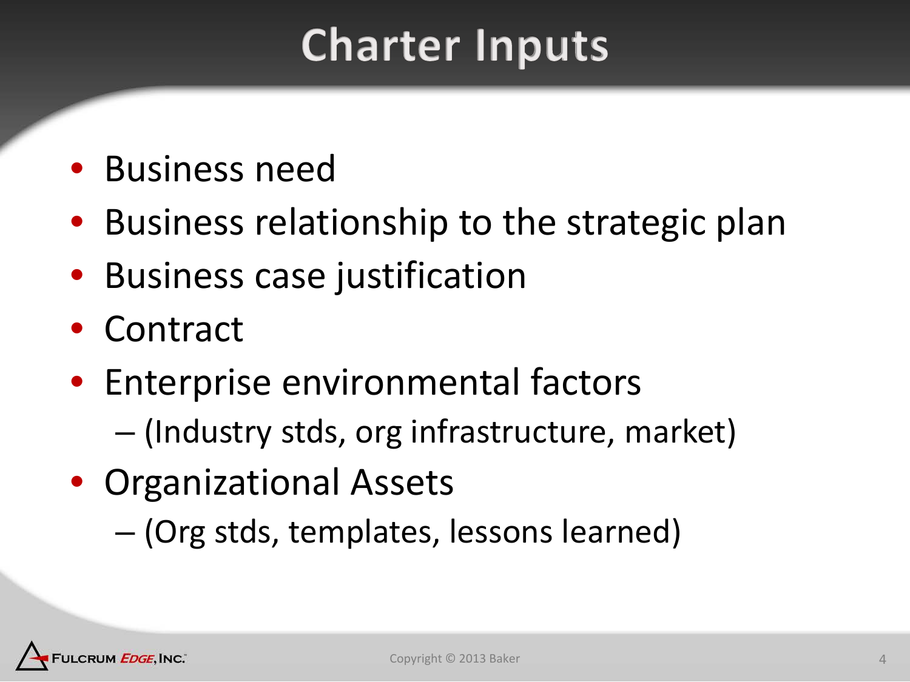# Charter Inputs

- Business need
- Business relationship to the strategic plan
- Business case justification
- Contract
- Enterprise environmental factors
  - (Industry stds, org infrastructure, market)
- Organizational Assets
  - (Org stds, templates, lessons learned)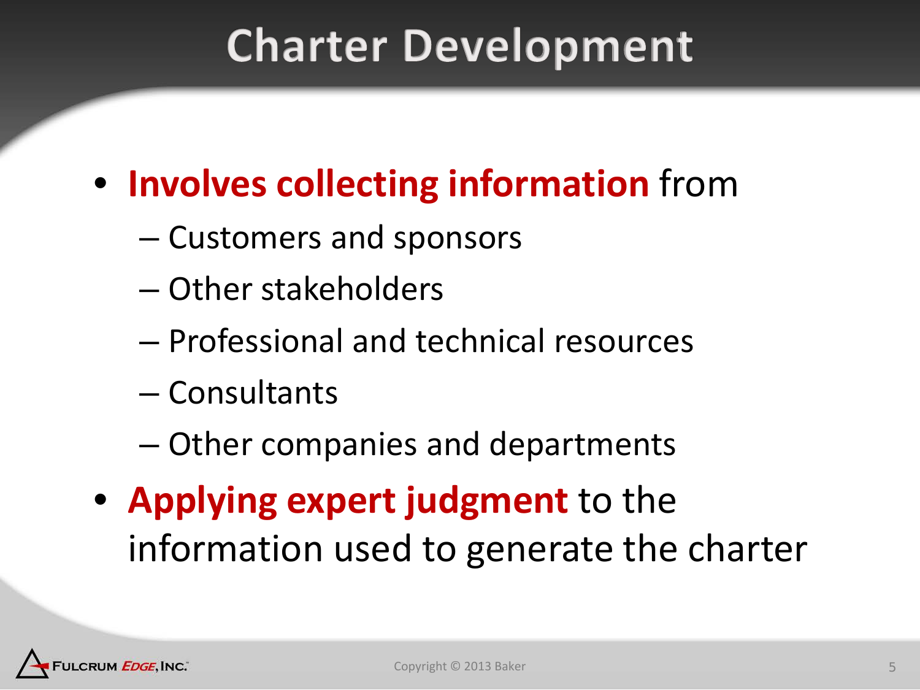# Charter Development

- **Involves collecting information** from
  - Customers and sponsors
  - Other stakeholders
  - Professional and technical resources
  - Consultants
  - Other companies and departments
- **Applying expert judgment** to the information used to generate the charter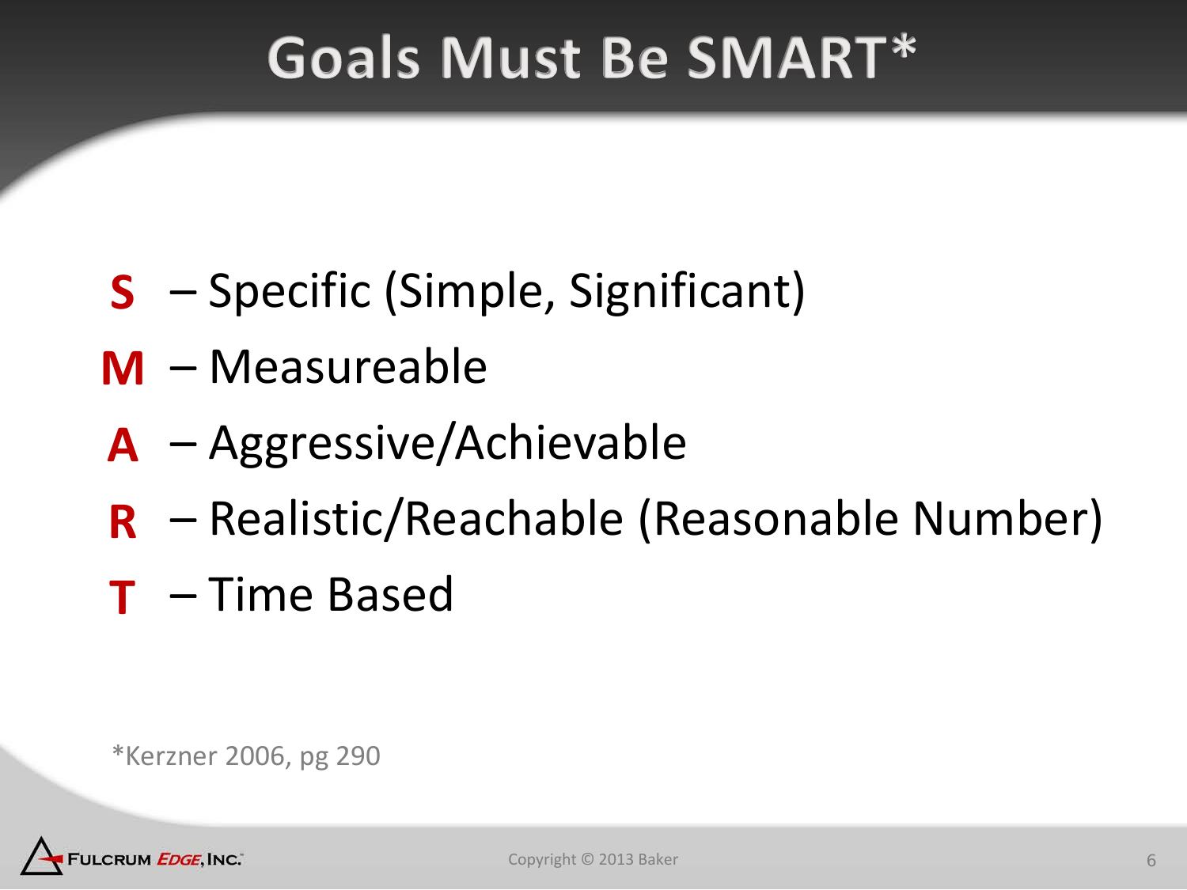# Goals Must Be SMART*

- **S** – Specific (Simple, Significant)
- **M** – Measureable
- **A** – Aggressive/Achievable
- **R** – Realistic/Reachable (Reasonable Number)
- **T** – Time Based

*Kerzner 2006, pg 290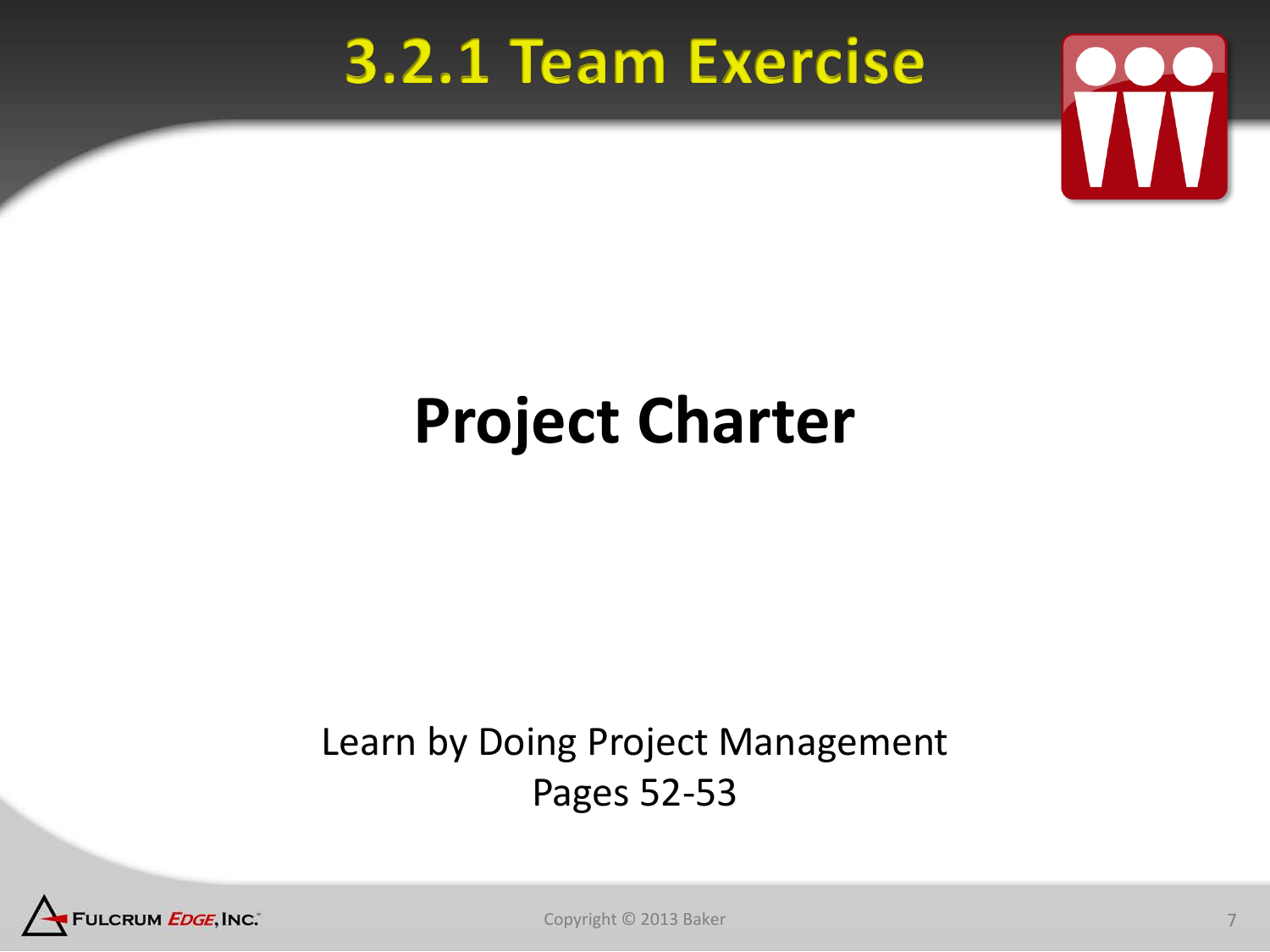# 3.2.1 Team Exercise

## Project Charter

Learn by Doing Project Management
Pages 52-53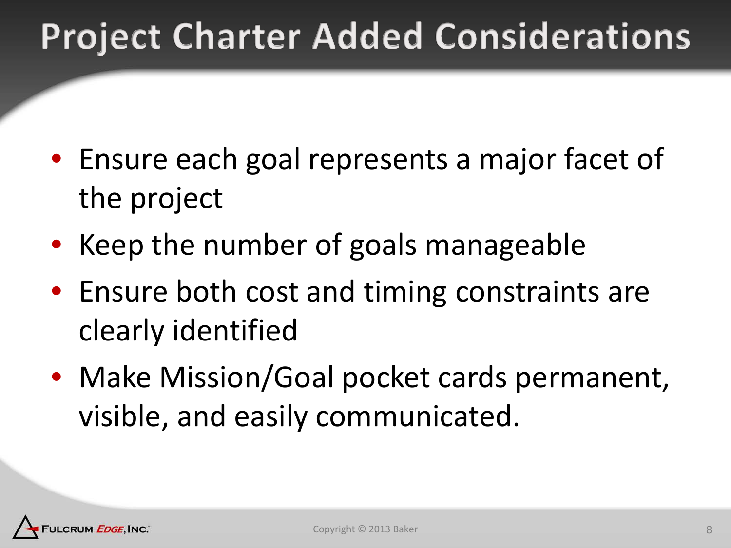# Project Charter Added Considerations

- Ensure each goal represents a major facet of the project
- Keep the number of goals manageable
- Ensure both cost and timing constraints are clearly identified
- Make Mission/Goal pocket cards permanent, visible, and easily communicated.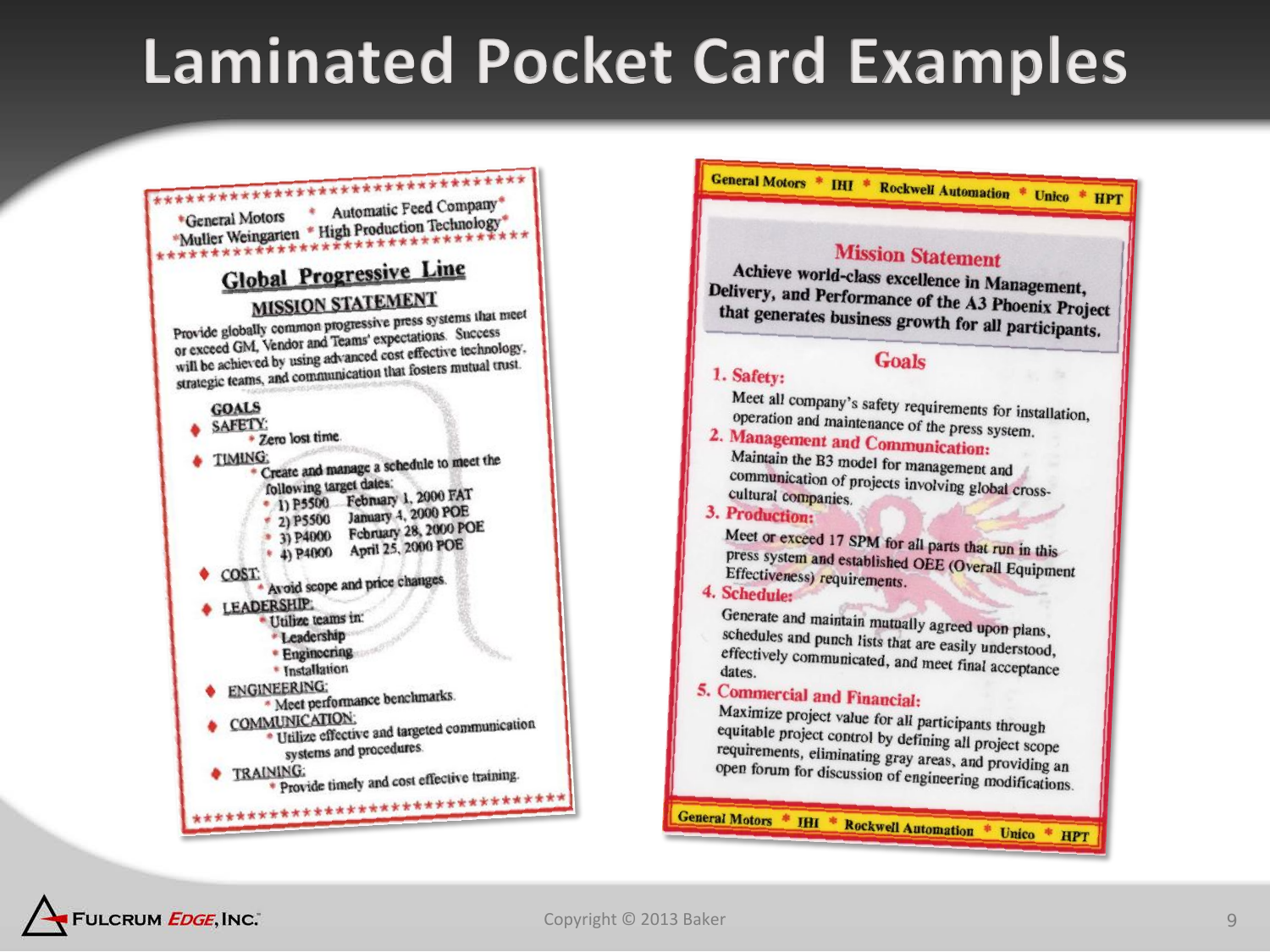# Laminated Pocket Card Examples

*General Motors * Automatic Feed Company*
*Muller Weingarten * High Production Technology*

## Global Progressive Line

### MISSION STATEMENT

Provide globally common progressive press systems that meet or exceed GM, Vendor and Teams' expectations. Success will be achieved by using advanced cost effective technology, strategic teams, and communication that fosters mutual trust.

### GOALS

- SAFETY:
  - Zero lost time.
- TIMING:
  - Create and manage a schedule to meet the following target dates:
    - 1) P5500 February 1, 2000 FAT
    - 2) P5500 January 4, 2000 POE
    - 3) P4000 February 28, 2000 POE
    - 4) P4000 April 25, 2000 POE
- COST:
  - Avoid scope and price changes.
- LEADERSHIP:
  - Utilize teams in:
    - Leadership
    - Engineering
    - Installation
- ENGINEERING:
  - Meet performance benchmarks.
- COMMUNICATION:
  - Utilize effective and targeted communication systems and procedures.
- TRAINING:
  - Provide timely and cost effective training.

---

General Motors * IHI * Rockwell Automation * Unico * HPT

## Mission Statement

**Achieve world-class excellence in Management, Delivery, and Performance of the A3 Phoenix Project that generates business growth for all participants.**

### Goals

1. **Safety:**
   Meet all company's safety requirements for installation, operation and maintenance of the press system.
2. **Management and Communication:**
   Maintain the B3 model for management and communication of projects involving global cross-cultural companies.
3. **Production:**
   Meet or exceed 17 SPM for all parts that run in this press system and established OEE (Overall Equipment Effectiveness) requirements.
4. **Schedule:**
   Generate and maintain mutually agreed upon plans, schedules and punch lists that are easily understood, effectively communicated, and meet final acceptance dates.
5. **Commercial and Financial:**
   Maximize project value for all participants through equitable project control by defining all project scope requirements, eliminating gray areas, and providing an open forum for discussion of engineering modifications.

General Motors * IHI * Rockwell Automation * Unico * HPT

Fulcrum Edge, Inc.

Copyright © 2013 Baker